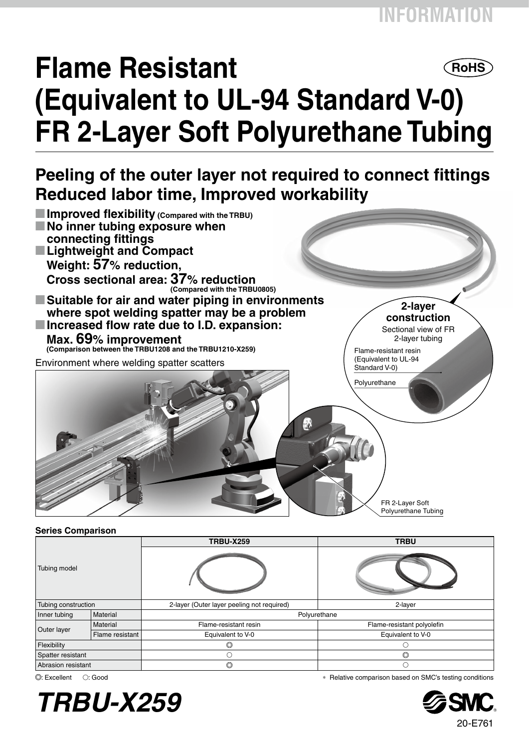INFORMATION

# Flame Resistant (Equivalent to UL-94 Standard V-0) FR 2-Layer Soft Polyurethane Tubing

RoHS

## Peeling of the outer layer not required to connect fittings Reduced labor time, Improved workability

- **Improved flexibility** (Compared with the TRBU)
- **No inner tubing exposure when connecting fittings**
- **Lightweight and Compact**
  **Weight: 57% reduction,**
  **Cross sectional area: 37% reduction**
  (Compared with the TRBU0805)
- **Suitable for air and water piping in environments where spot welding spatter may be a problem**
- **Increased flow rate due to I.D. expansion:**
  **Max. 69% improvement**
  (Comparison between the TRBU1208 and the TRBU1210-X259)

**2-layer construction**

Sectional view of FR 2-layer tubing

Flame-resistant resin (Equivalent to UL-94 Standard V-0)

Polyurethane

Environment where welding spatter scatters

FR 2-Layer Soft Polyurethane Tubing

**Series Comparison**

| Tubing model | | TRBU-X259 | TRBU |
|---|---|---|---|
| Tubing construction | | 2-layer (Outer layer peeling not required) | 2-layer |
| Inner tubing | Material | Polyurethane | |
| Outer layer | Material | Flame-resistant resin | Flame-resistant polyolefin |
| | Flame resistant | Equivalent to V-0 | Equivalent to V-0 |
| Flexibility | | ◎ | ○ |
| Spatter resistant | | ○ | ◎ |
| Abrasion resistant | | ◎ | ○ |

◎: Excellent ○: Good

∗ Relative comparison based on SMC's testing conditions

*TRBU-X259*

SMC

20-E761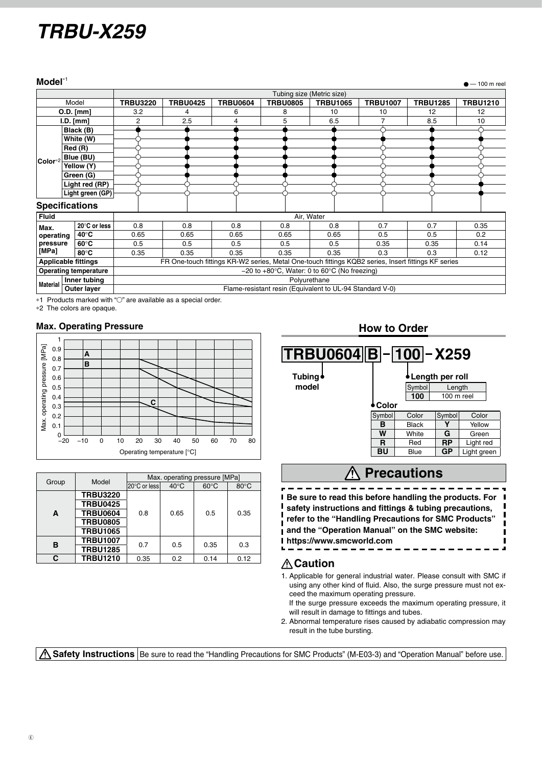# TRBU-X259

## Model*1

● — 100 m reel

| Model | | Tubing size (Metric size) | | | | | | | |
|---|---|---|---|---|---|---|---|---|---|
| | | TRBU3220 | TRBU0425 | TRBU0604 | TRBU0805 | TRBU1065 | TRBU1007 | TRBU1285 | TRBU1210 |
| O.D. [mm] | | 3.2 | 4 | 6 | 8 | 10 | 10 | 12 | 12 |
| I.D. [mm] | | 2 | 2.5 | 4 | 5 | 6.5 | 7 | 8.5 | 10 |
| Color*2 | Black (B) | ● | ● | ● | ● | ● | ○ | ● | ○ |
| | White (W) | ○ | ● | ● | ● | ● | ○ | ● | ● |
| | Red (R) | ○ | ● | ● | ● | ● | ○ | ● | ○ |
| | Blue (BU) | ○ | ● | ● | ● | ● | ○ | ● | ○ |
| | Yellow (Y) | ○ | ● | ● | ● | ● | ○ | ● | ○ |
| | Green (G) | ○ | ● | ● | ● | ● | ○ | ● | ○ |
| | Light red (RP) | ○ | ○ | ○ | ○ | ○ | ○ | ○ | ● |
| | Light green (GP) | ○ | ○ | ○ | ○ | ○ | ○ | ○ | ● |

## Specifications

| | | TRBU3220 | TRBU0425 | TRBU0604 | TRBU0805 | TRBU1065 | TRBU1007 | TRBU1285 | TRBU1210 |
|---|---|---|---|---|---|---|---|---|---|
| Fluid | | Air, Water | | | | | | | |
| Max. operating pressure [MPa] | 20°C or less | 0.8 | 0.8 | 0.8 | 0.8 | 0.8 | 0.7 | 0.7 | 0.35 |
| | 40°C | 0.65 | 0.65 | 0.65 | 0.65 | 0.65 | 0.5 | 0.5 | 0.2 |
| | 60°C | 0.5 | 0.5 | 0.5 | 0.5 | 0.5 | 0.35 | 0.35 | 0.14 |
| | 80°C | 0.35 | 0.35 | 0.35 | 0.35 | 0.35 | 0.3 | 0.3 | 0.12 |
| Applicable fittings | | FR One-touch fittings KR-W2 series, Metal One-touch fittings KQB2 series, Insert fittings KF series | | | | | | | |
| Operating temperature | | −20 to +80°C, Water: 0 to 60°C (No freezing) | | | | | | | |
| Material | Inner tubing | Polyurethane | | | | | | | |
| | Outer layer | Flame-resistant resin (Equivalent to UL-94 Standard V-0) | | | | | | | |

*1 Products marked with "○" are available as a special order.
*2 The colors are opaque.

## Max. Operating Pressure

Max. operating pressure [MPa]
1
0.9
0.8
0.7
0.6
0.5
0.4
0.3
0.2
0.1
0
A
B
C
−20 −10 0 10 20 30 40 50 60 70 80
Operating temperature [°C]

| Group | Model | Max. operating pressure [MPa] | | | |
|---|---|---|---|---|---|
| | | 20°C or less | 40°C | 60°C | 80°C |
| A | TRBU3220<br>TRBU0425<br>TRBU0604<br>TRBU0805<br>TRBU1065 | 0.8 | 0.65 | 0.5 | 0.35 |
| B | TRBU1007<br>TRBU1285 | 0.7 | 0.5 | 0.35 | 0.3 |
| C | TRBU1210 | 0.35 | 0.2 | 0.14 | 0.12 |

## How to Order

**TRBU0604 B − 100 − X259**

Tubing model

Color

| Symbol | Color | Symbol | Color |
|---|---|---|---|
| B | Black | Y | Yellow |
| W | White | G | Green |
| R | Red | RP | Light red |
| BU | Blue | GP | Light green |

Length per roll

| Symbol | Length |
|---|---|
| 100 | 100 m reel |

## ⚠ Precautions

**Be sure to read this before handling the products. For safety instructions and fittings & tubing precautions, refer to the "Handling Precautions for SMC Products" and the "Operation Manual" on the SMC website: https://www.smcworld.com**

### ⚠Caution

1. Applicable for general industrial water. Please consult with SMC if using any other kind of fluid. Also, the surge pressure must not exceed the maximum operating pressure.
   If the surge pressure exceeds the maximum operating pressure, it will result in damage to fittings and tubes.
2. Abnormal temperature rises caused by adiabatic compression may result in the tube bursting.

**⚠ Safety Instructions** Be sure to read the "Handling Precautions for SMC Products" (M-E03-3) and "Operation Manual" before use.